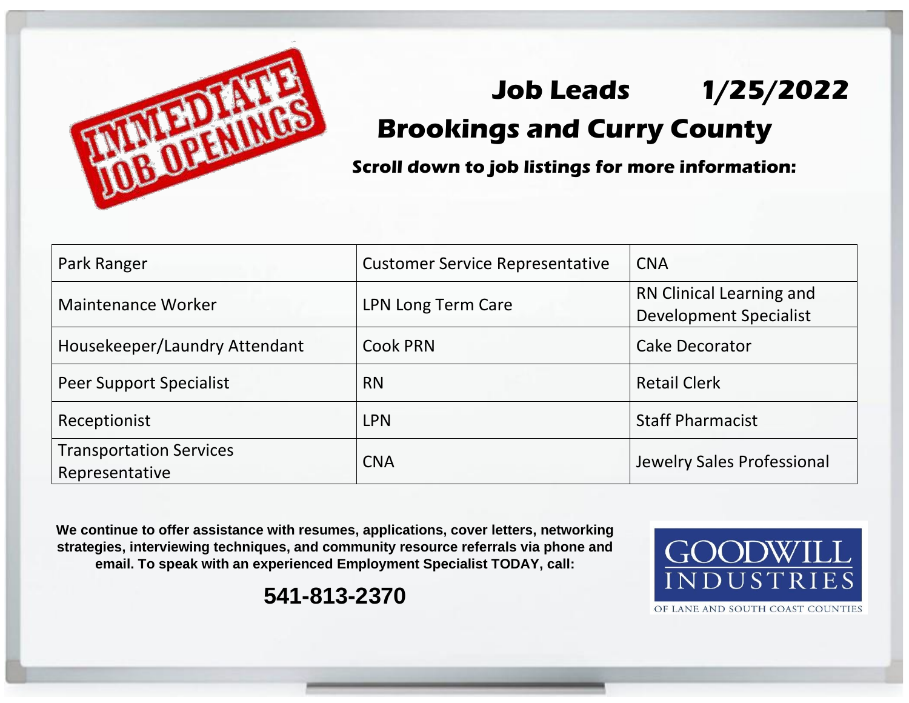IMMEDIATE JOB OPENINGS

# Job Leads 1/25/2022

## Brookings and Curry County

***Scroll down to job listings for more information:***

| | | |
|---|---|---|
| Park Ranger | Customer Service Representative | CNA |
| Maintenance Worker | LPN Long Term Care | RN Clinical Learning and Development Specialist |
| Housekeeper/Laundry Attendant | Cook PRN | Cake Decorator |
| Peer Support Specialist | RN | Retail Clerk |
| Receptionist | LPN | Staff Pharmacist |
| Transportation Services Representative | CNA | Jewelry Sales Professional |

**We continue to offer assistance with resumes, applications, cover letters, networking strategies, interviewing techniques, and community resource referrals via phone and email. To speak with an experienced Employment Specialist TODAY, call:**

**541-813-2370**

GOODWILL INDUSTRIES OF LANE AND SOUTH COAST COUNTIES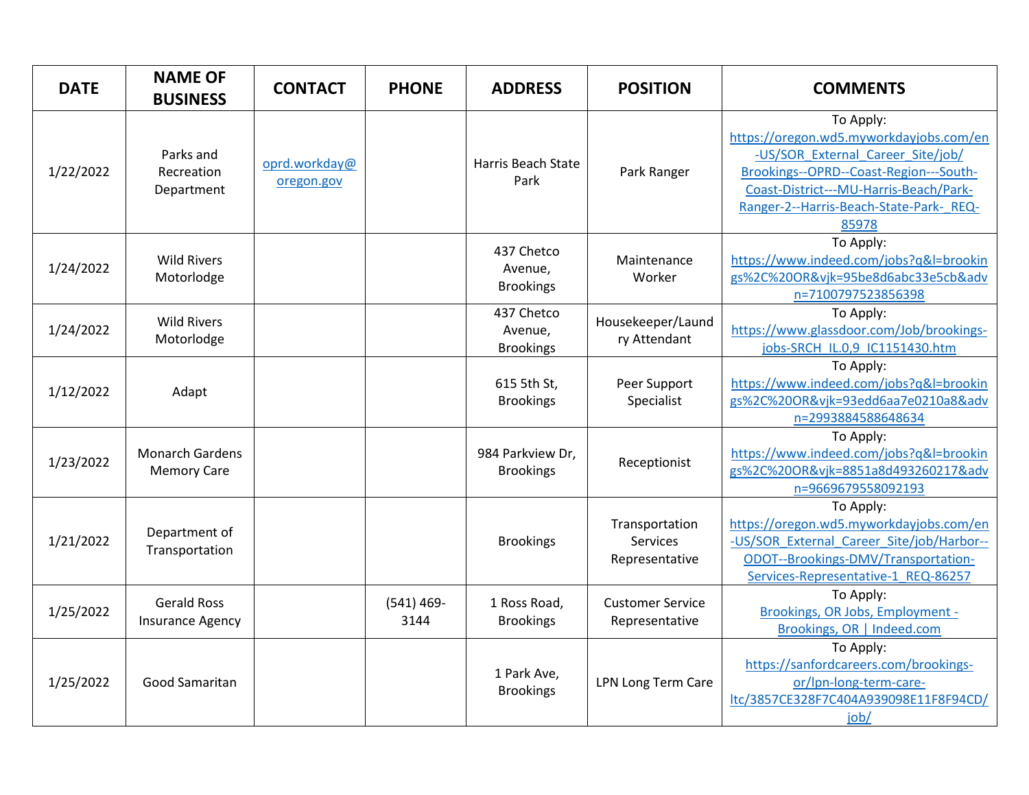| DATE | NAME OF BUSINESS | CONTACT | PHONE | ADDRESS | POSITION | COMMENTS |
|---|---|---|---|---|---|---|
| 1/22/2022 | Parks and Recreation Department | oprd.workday@oregon.gov | | Harris Beach State Park | Park Ranger | To Apply: https://oregon.wd5.myworkdayjobs.com/en-US/SOR_External_Career_Site/job/Brookings--OPRD--Coast-Region---South-Coast-District---MU-Harris-Beach/Park-Ranger-2--Harris-Beach-State-Park-_REQ-85978 |
| 1/24/2022 | Wild Rivers Motorlodge | | | 437 Chetco Avenue, Brookings | Maintenance Worker | To Apply: https://www.indeed.com/jobs?q&l=brookings%2C%20OR&vjk=95be8d6abc33e5cb&advn=7100797523856398 |
| 1/24/2022 | Wild Rivers Motorlodge | | | 437 Chetco Avenue, Brookings | Housekeeper/Laundry Attendant | To Apply: https://www.glassdoor.com/Job/brookings-jobs-SRCH_IL.0,9_IC1151430.htm |
| 1/12/2022 | Adapt | | | 615 5th St, Brookings | Peer Support Specialist | To Apply: https://www.indeed.com/jobs?q&l=brookings%2C%20OR&vjk=93edd6aa7e0210a8&advn=2993884588648634 |
| 1/23/2022 | Monarch Gardens Memory Care | | | 984 Parkview Dr, Brookings | Receptionist | To Apply: https://www.indeed.com/jobs?q&l=brookings%2C%20OR&vjk=8851a8d493260217&advn=9669679558092193 |
| 1/21/2022 | Department of Transportation | | | Brookings | Transportation Services Representative | To Apply: https://oregon.wd5.myworkdayjobs.com/en-US/SOR_External_Career_Site/job/Harbor--ODOT--Brookings-DMV/Transportation-Services-Representative-1_REQ-86257 |
| 1/25/2022 | Gerald Ross Insurance Agency | | (541) 469-3144 | 1 Ross Road, Brookings | Customer Service Representative | To Apply: Brookings, OR Jobs, Employment - Brookings, OR \| Indeed.com |
| 1/25/2022 | Good Samaritan | | | 1 Park Ave, Brookings | LPN Long Term Care | To Apply: https://sanfordcareers.com/brookings-or/lpn-long-term-care-ltc/3857CE328F7C404A939098E11F8F94CD/job/ |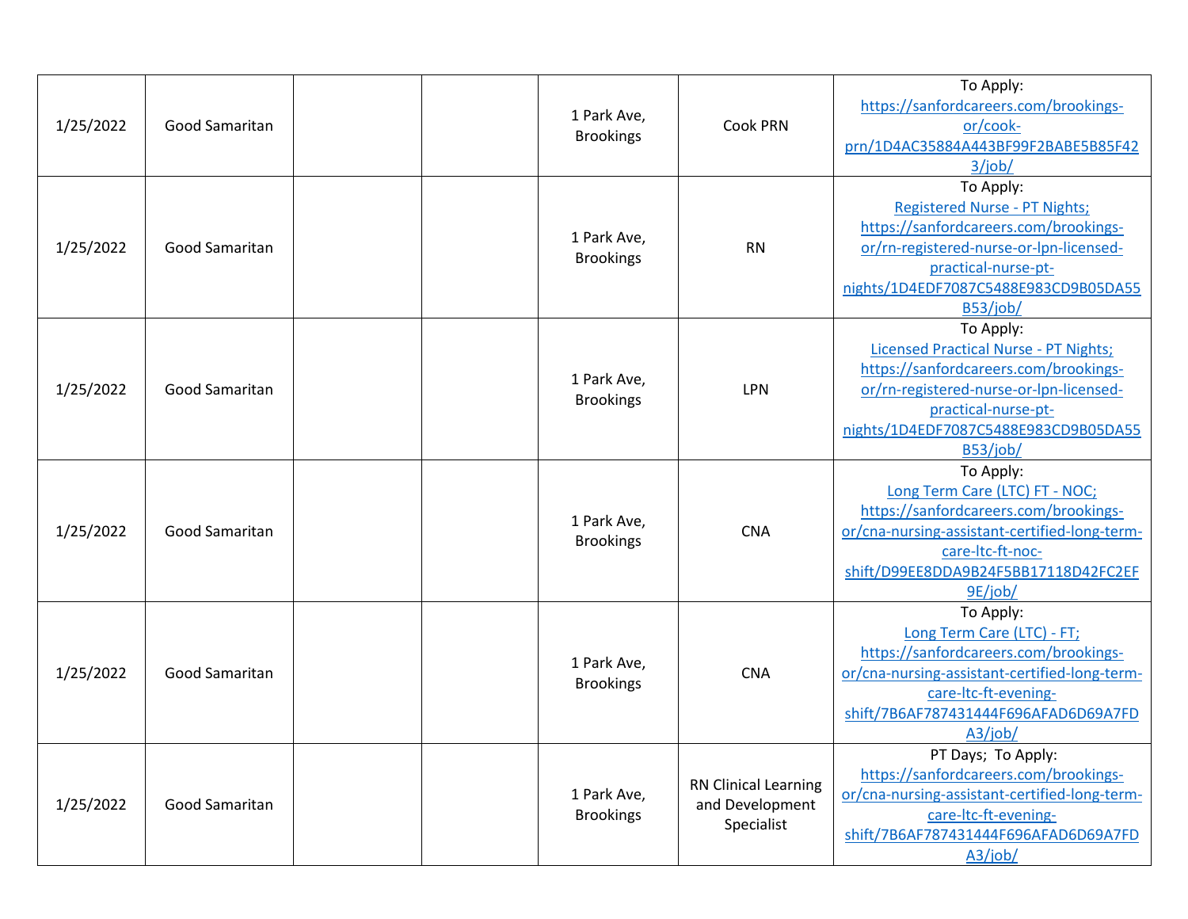| | | | | | | |
|---|---|---|---|---|---|---|
| 1/25/2022 | Good Samaritan | | | 1 Park Ave, Brookings | Cook PRN | To Apply: https://sanfordcareers.com/brookings-or/cook-prn/1D4AC35884A443BF99F2BABE5B85F423/job/ |
| 1/25/2022 | Good Samaritan | | | 1 Park Ave, Brookings | RN | To Apply: Registered Nurse - PT Nights; https://sanfordcareers.com/brookings-or/rn-registered-nurse-or-lpn-licensed-practical-nurse-pt-nights/1D4EDF7087C5488E983CD9B05DA55B53/job/ |
| 1/25/2022 | Good Samaritan | | | 1 Park Ave, Brookings | LPN | To Apply: Licensed Practical Nurse - PT Nights; https://sanfordcareers.com/brookings-or/rn-registered-nurse-or-lpn-licensed-practical-nurse-pt-nights/1D4EDF7087C5488E983CD9B05DA55B53/job/ |
| 1/25/2022 | Good Samaritan | | | 1 Park Ave, Brookings | CNA | To Apply: Long Term Care (LTC) FT - NOC; https://sanfordcareers.com/brookings-or/cna-nursing-assistant-certified-long-term-care-ltc-ft-noc-shift/D99EE8DDA9B24F5BB17118D42FC2EF9E/job/ |
| 1/25/2022 | Good Samaritan | | | 1 Park Ave, Brookings | CNA | To Apply: Long Term Care (LTC) - FT; https://sanfordcareers.com/brookings-or/cna-nursing-assistant-certified-long-term-care-ltc-ft-evening-shift/7B6AF787431444F696AFAD6D69A7FDA3/job/ |
| 1/25/2022 | Good Samaritan | | | 1 Park Ave, Brookings | RN Clinical Learning and Development Specialist | PT Days; To Apply: https://sanfordcareers.com/brookings-or/cna-nursing-assistant-certified-long-term-care-ltc-ft-evening-shift/7B6AF787431444F696AFAD6D69A7FDA3/job/ |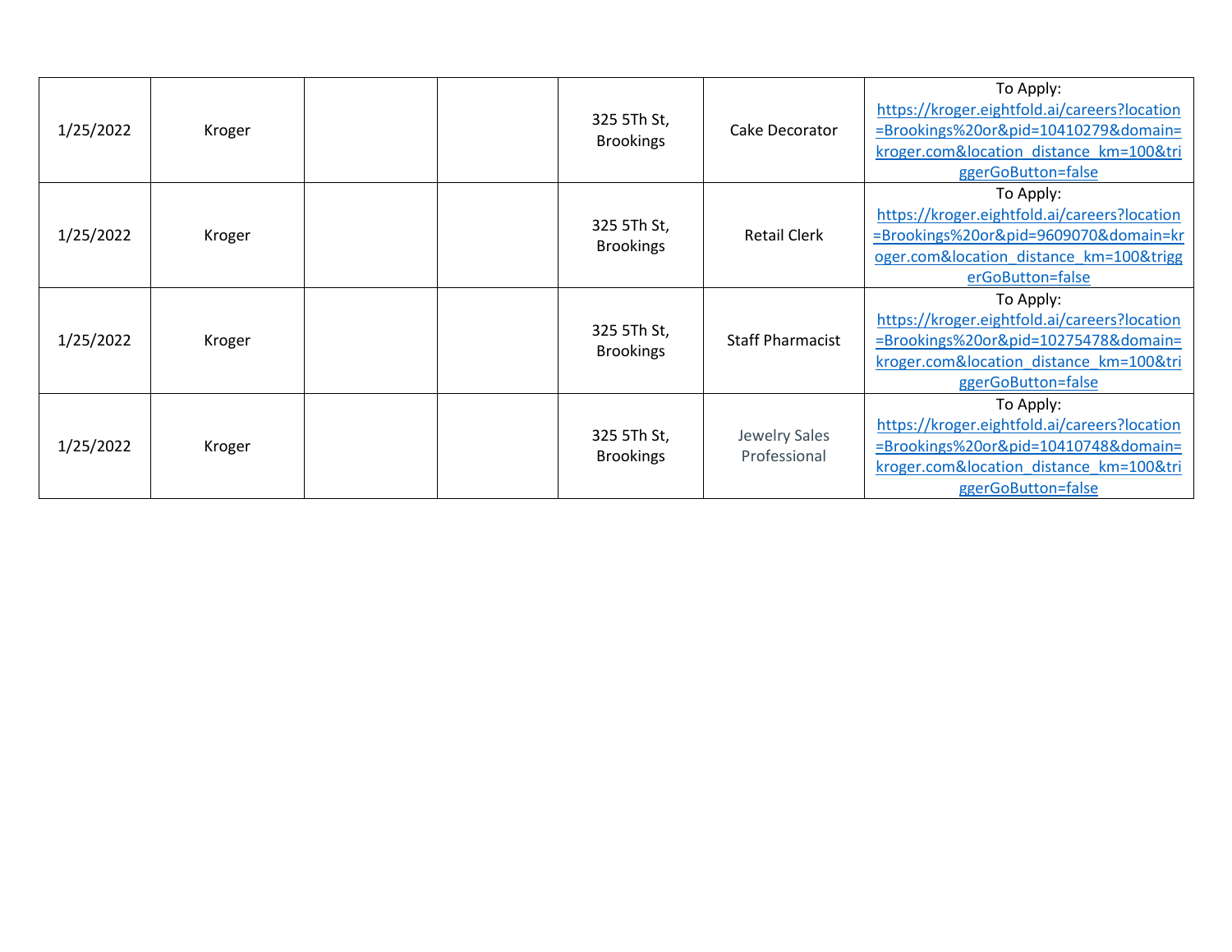| | | | | | | |
|---|---|---|---|---|---|---|
| 1/25/2022 | Kroger | | | 325 5Th St, Brookings | Cake Decorator | To Apply: https://kroger.eightfold.ai/careers?location=Brookings%20or&pid=10410279&domain=kroger.com&location_distance_km=100&triggerGoButton=false |
| 1/25/2022 | Kroger | | | 325 5Th St, Brookings | Retail Clerk | To Apply: https://kroger.eightfold.ai/careers?location=Brookings%20or&pid=9609070&domain=kroger.com&location_distance_km=100&triggerGoButton=false |
| 1/25/2022 | Kroger | | | 325 5Th St, Brookings | Staff Pharmacist | To Apply: https://kroger.eightfold.ai/careers?location=Brookings%20or&pid=10275478&domain=kroger.com&location_distance_km=100&triggerGoButton=false |
| 1/25/2022 | Kroger | | | 325 5Th St, Brookings | Jewelry Sales Professional | To Apply: https://kroger.eightfold.ai/careers?location=Brookings%20or&pid=10410748&domain=kroger.com&location_distance_km=100&triggerGoButton=false |